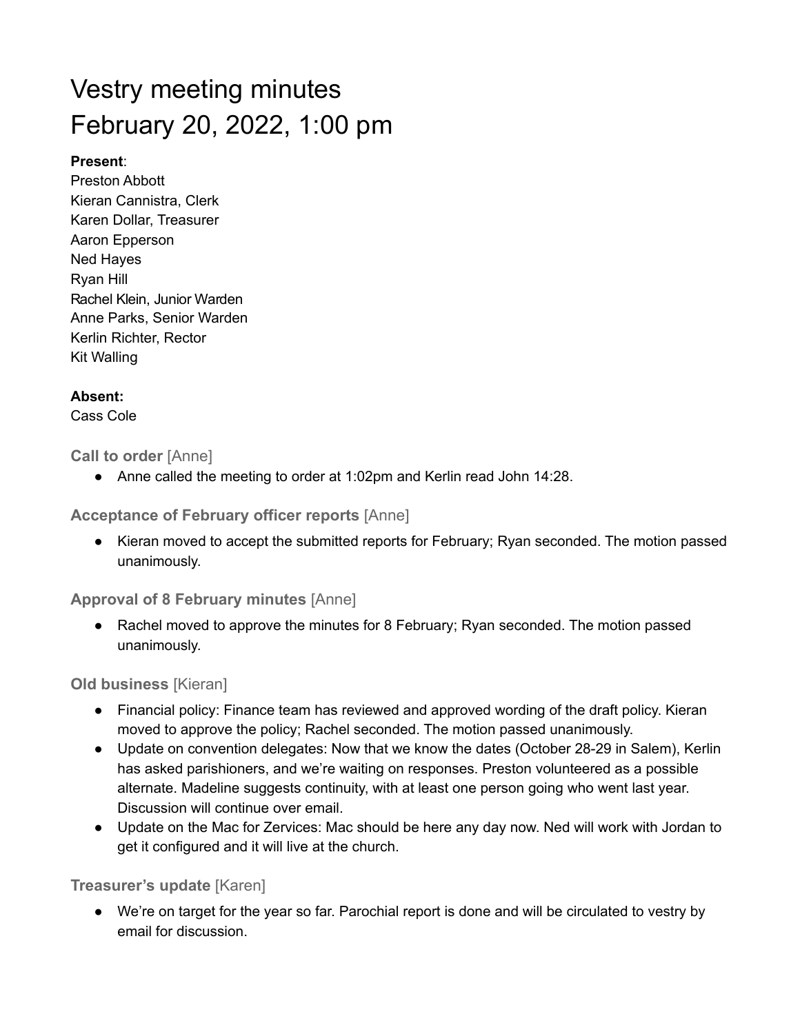# Vestry meeting minutes
# February 20, 2022, 1:00 pm

**Present**:
Preston Abbott
Kieran Cannistra, Clerk
Karen Dollar, Treasurer
Aaron Epperson
Ned Hayes
Ryan Hill
Rachel Klein, Junior Warden
Anne Parks, Senior Warden
Kerlin Richter, Rector
Kit Walling

**Absent:**
Cass Cole

### Call to order [Anne]

- Anne called the meeting to order at 1:02pm and Kerlin read John 14:28.

### Acceptance of February officer reports [Anne]

- Kieran moved to accept the submitted reports for February; Ryan seconded. The motion passed unanimously.

### Approval of 8 February minutes [Anne]

- Rachel moved to approve the minutes for 8 February; Ryan seconded. The motion passed unanimously.

### Old business [Kieran]

- Financial policy: Finance team has reviewed and approved wording of the draft policy. Kieran moved to approve the policy; Rachel seconded. The motion passed unanimously.
- Update on convention delegates: Now that we know the dates (October 28-29 in Salem), Kerlin has asked parishioners, and we're waiting on responses. Preston volunteered as a possible alternate. Madeline suggests continuity, with at least one person going who went last year. Discussion will continue over email.
- Update on the Mac for Zervices: Mac should be here any day now. Ned will work with Jordan to get it configured and it will live at the church.

### Treasurer's update [Karen]

- We're on target for the year so far. Parochial report is done and will be circulated to vestry by email for discussion.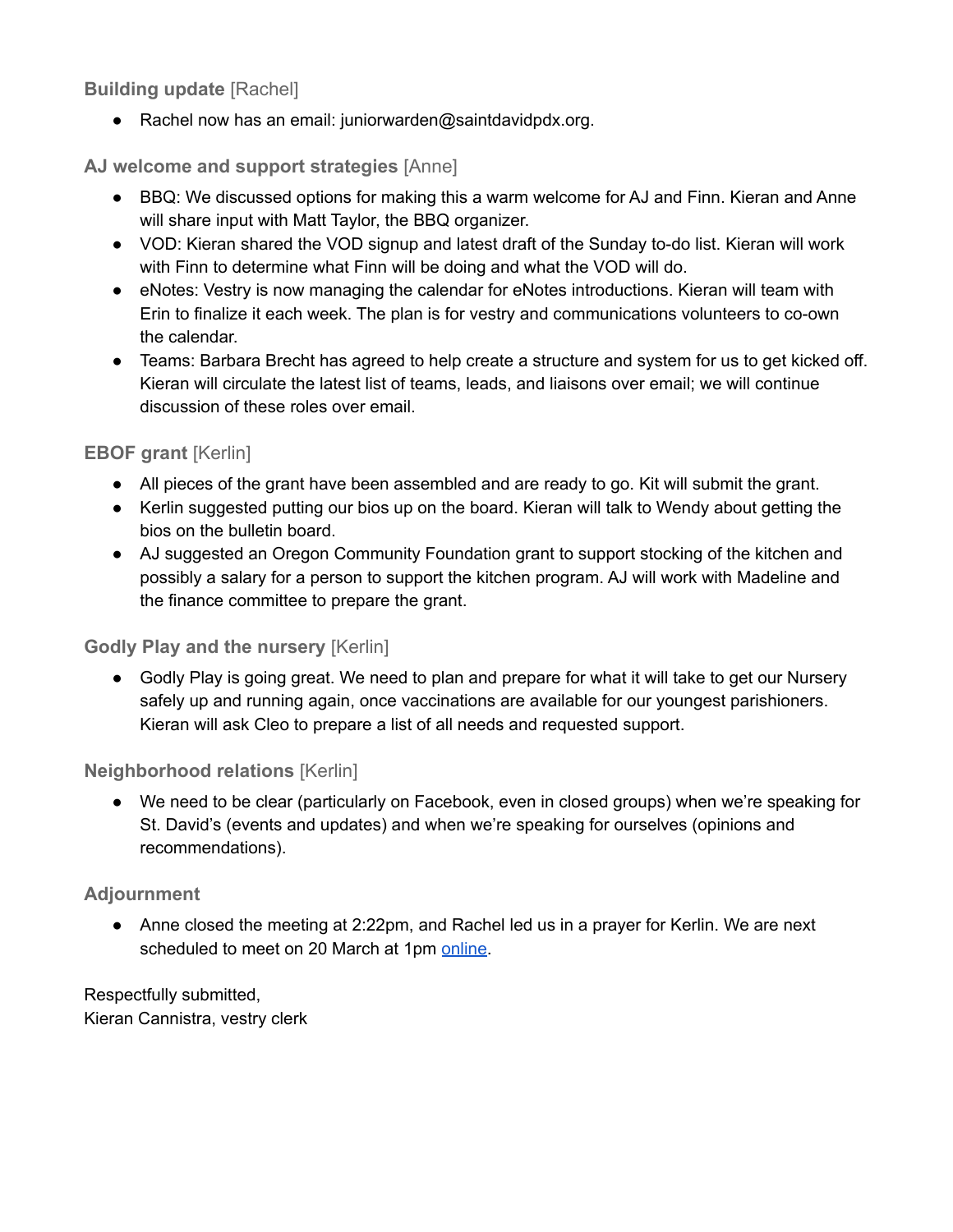### **Building update** [Rachel]

- Rachel now has an email: juniorwarden@saintdavidpdx.org.

### **AJ welcome and support strategies** [Anne]

- BBQ: We discussed options for making this a warm welcome for AJ and Finn. Kieran and Anne will share input with Matt Taylor, the BBQ organizer.
- VOD: Kieran shared the VOD signup and latest draft of the Sunday to-do list. Kieran will work with Finn to determine what Finn will be doing and what the VOD will do.
- eNotes: Vestry is now managing the calendar for eNotes introductions. Kieran will team with Erin to finalize it each week. The plan is for vestry and communications volunteers to co-own the calendar.
- Teams: Barbara Brecht has agreed to help create a structure and system for us to get kicked off. Kieran will circulate the latest list of teams, leads, and liaisons over email; we will continue discussion of these roles over email.

### **EBOF grant** [Kerlin]

- All pieces of the grant have been assembled and are ready to go. Kit will submit the grant.
- Kerlin suggested putting our bios up on the board. Kieran will talk to Wendy about getting the bios on the bulletin board.
- AJ suggested an Oregon Community Foundation grant to support stocking of the kitchen and possibly a salary for a person to support the kitchen program. AJ will work with Madeline and the finance committee to prepare the grant.

### **Godly Play and the nursery** [Kerlin]

- Godly Play is going great. We need to plan and prepare for what it will take to get our Nursery safely up and running again, once vaccinations are available for our youngest parishioners. Kieran will ask Cleo to prepare a list of all needs and requested support.

### **Neighborhood relations** [Kerlin]

- We need to be clear (particularly on Facebook, even in closed groups) when we're speaking for St. David's (events and updates) and when we're speaking for ourselves (opinions and recommendations).

### **Adjournment**

- Anne closed the meeting at 2:22pm, and Rachel led us in a prayer for Kerlin. We are next scheduled to meet on 20 March at 1pm [online](online).

Respectfully submitted,
Kieran Cannistra, vestry clerk